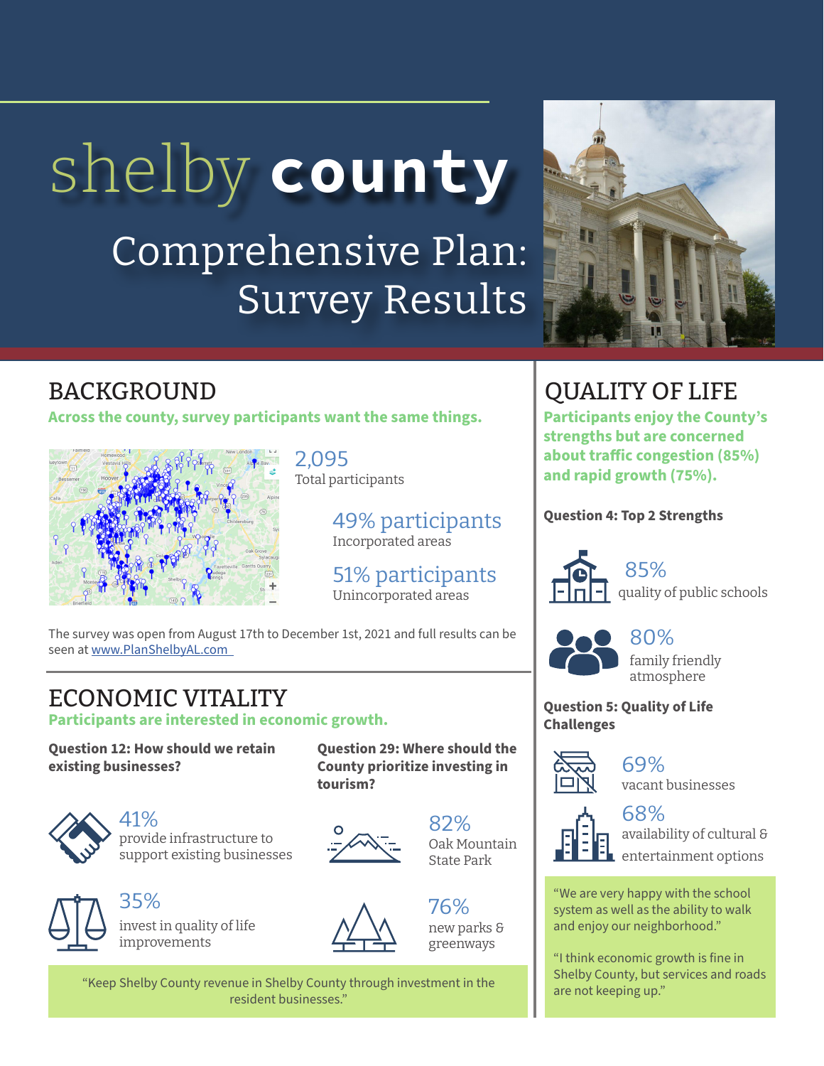# shelby county

## Comprehensive Plan: Survey Results

## BACKGROUND

**Across the county, survey participants want the same things.**

2,095
Total participants

49% participants
Incorporated areas

51% participants
Unincorporated areas

The survey was open from August 17th to December 1st, 2021 and full results can be seen at www.PlanShelbyAL.com

## ECONOMIC VITALITY

**Participants are interested in economic growth.**

**Question 12: How should we retain existing businesses?**

41%
provide infrastructure to support existing businesses

35%
invest in quality of life improvements

**Question 29: Where should the County prioritize investing in tourism?**

82%
Oak Mountain State Park

76%
new parks & greenways

"Keep Shelby County revenue in Shelby County through investment in the resident businesses."

## QUALITY OF LIFE

**Participants enjoy the County's strengths but are concerned about traffic congestion (85%) and rapid growth (75%).**

**Question 4: Top 2 Strengths**

85%
quality of public schools

80%
family friendly atmosphere

**Question 5: Quality of Life Challenges**

69%
vacant businesses

68%
availability of cultural & entertainment options

"We are very happy with the school system as well as the ability to walk and enjoy our neighborhood."

"I think economic growth is fine in Shelby County, but services and roads are not keeping up."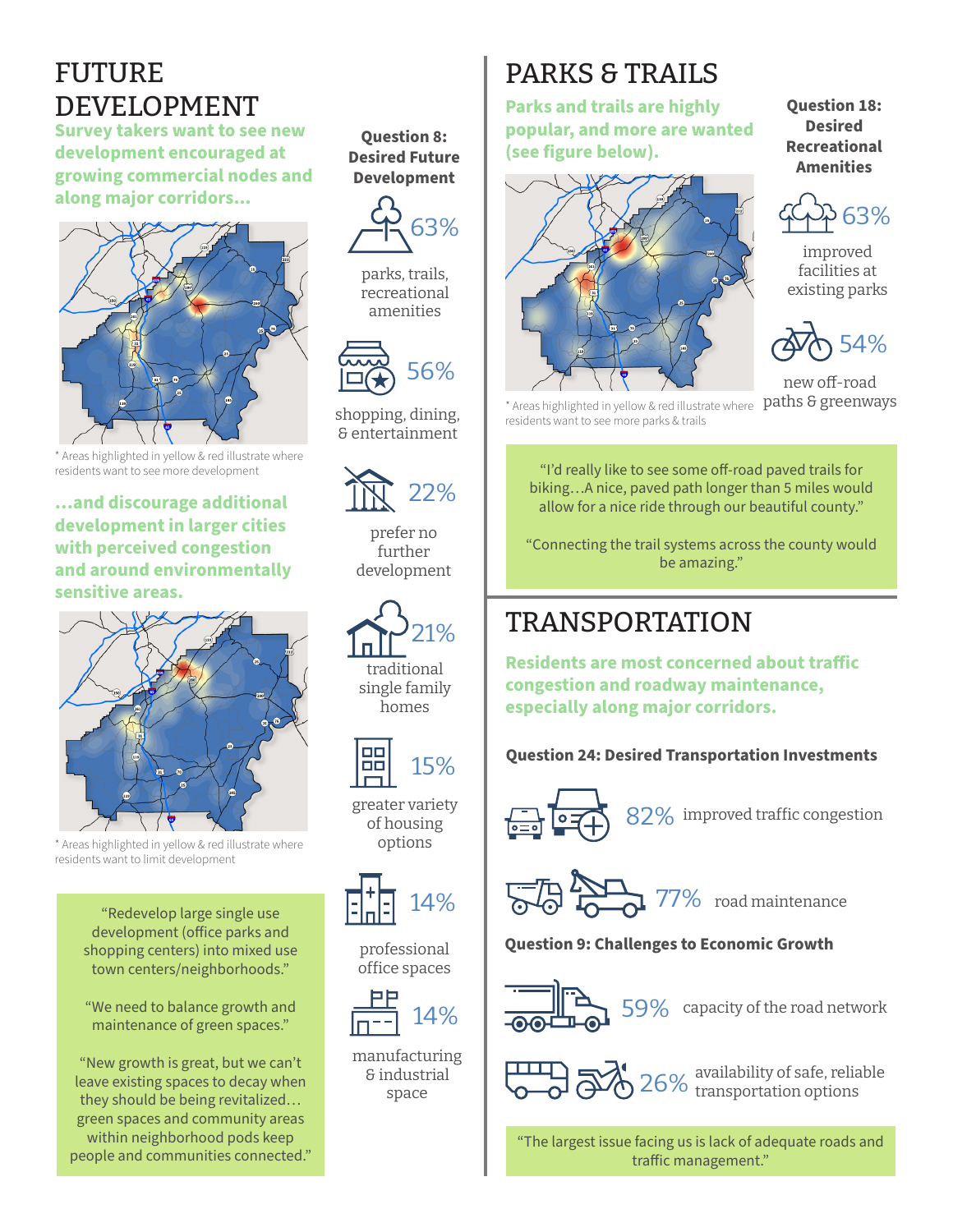# FUTURE DEVELOPMENT

**Survey takers want to see new development encouraged at growing commercial nodes and along major corridors...**

\* Areas highlighted in yellow & red illustrate where residents want to see more development

**...and discourage additional development in larger cities with perceived congestion and around environmentally sensitive areas.**

\* Areas highlighted in yellow & red illustrate where residents want to limit development

> "Redevelop large single use development (office parks and shopping centers) into mixed use town centers/neighborhoods."
>
> "We need to balance growth and maintenance of green spaces."
>
> "New growth is great, but we can't leave existing spaces to decay when they should be being revitalized… green spaces and community areas within neighborhood pods keep people and communities connected."

### Question 8: Desired Future Development

- 63% parks, trails, recreational amenities
- 56% shopping, dining, & entertainment
- 22% prefer no further development
- 21% traditional single family homes
- 15% greater variety of housing options
- 14% professional office spaces
- 14% manufacturing & industrial space

# PARKS & TRAILS

**Parks and trails are highly popular, and more are wanted (see figure below).**

\* Areas highlighted in yellow & red illustrate where residents want to see more parks & trails

### Question 18: Desired Recreational Amenities

- 63% improved facilities at existing parks
- 54% new off-road paths & greenways

> "I'd really like to see some off-road paved trails for biking…A nice, paved path longer than 5 miles would allow for a nice ride through our beautiful county."
>
> "Connecting the trail systems across the county would be amazing."

# TRANSPORTATION

**Residents are most concerned about traffic congestion and roadway maintenance, especially along major corridors.**

### Question 24: Desired Transportation Investments

- 82% improved traffic congestion
- 77% road maintenance

### Question 9: Challenges to Economic Growth

- 59% capacity of the road network
- 26% availability of safe, reliable transportation options

> "The largest issue facing us is lack of adequate roads and traffic management."